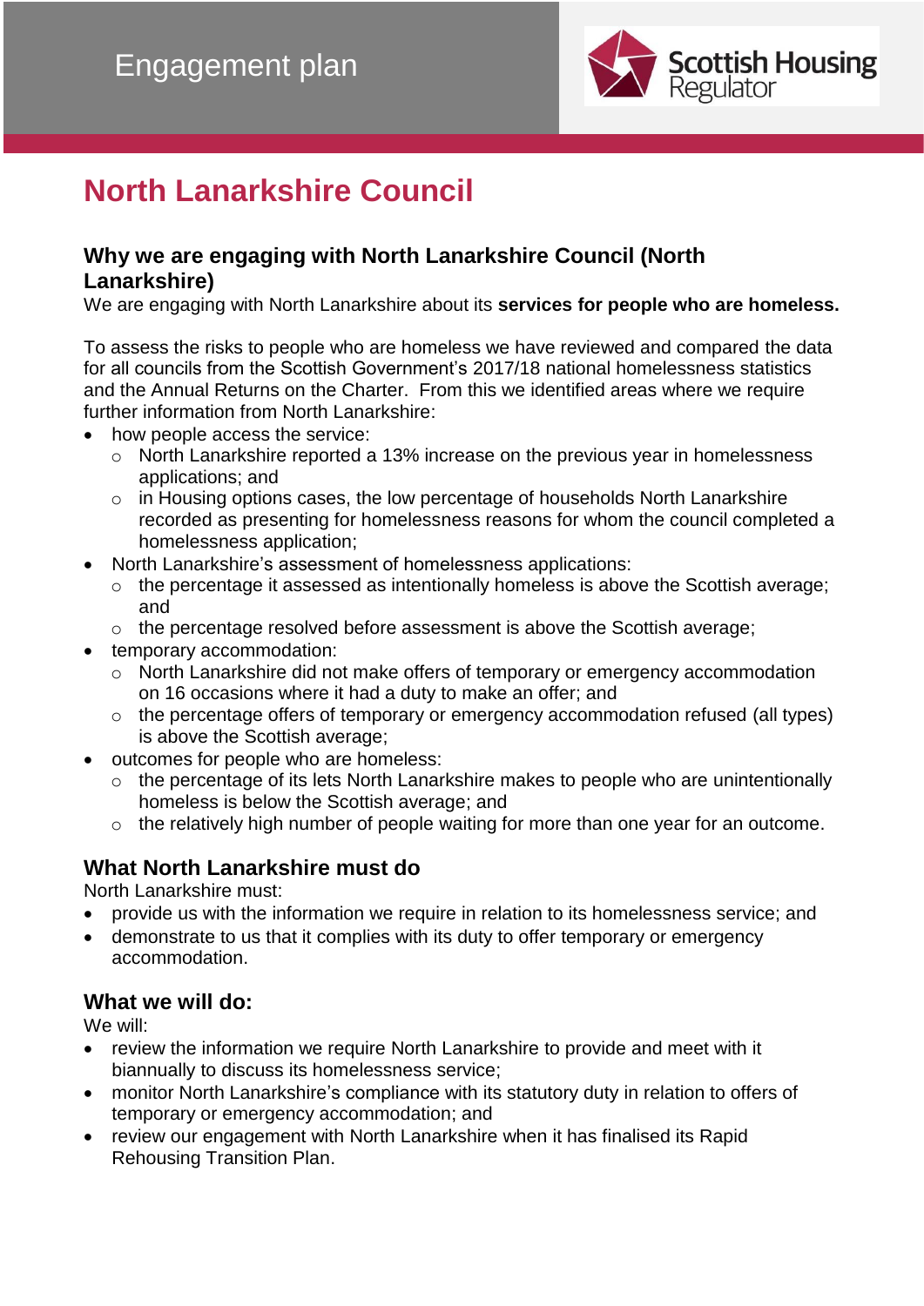Engagement plan

# North Lanarkshire Council

## Why we are engaging with North Lanarkshire Council (North Lanarkshire)

We are engaging with North Lanarkshire about its **services for people who are homeless.**

To assess the risks to people who are homeless we have reviewed and compared the data for all councils from the Scottish Government's 2017/18 national homelessness statistics and the Annual Returns on the Charter. From this we identified areas where we require further information from North Lanarkshire:

- how people access the service:
  - North Lanarkshire reported a 13% increase on the previous year in homelessness applications; and
  - in Housing options cases, the low percentage of households North Lanarkshire recorded as presenting for homelessness reasons for whom the council completed a homelessness application;
- North Lanarkshire's assessment of homelessness applications:
  - the percentage it assessed as intentionally homeless is above the Scottish average; and
  - the percentage resolved before assessment is above the Scottish average;
- temporary accommodation:
  - North Lanarkshire did not make offers of temporary or emergency accommodation on 16 occasions where it had a duty to make an offer; and
  - the percentage offers of temporary or emergency accommodation refused (all types) is above the Scottish average;
- outcomes for people who are homeless:
  - the percentage of its lets North Lanarkshire makes to people who are unintentionally homeless is below the Scottish average; and
  - the relatively high number of people waiting for more than one year for an outcome.

## What North Lanarkshire must do

North Lanarkshire must:

- provide us with the information we require in relation to its homelessness service; and
- demonstrate to us that it complies with its duty to offer temporary or emergency accommodation.

## What we will do:

We will:

- review the information we require North Lanarkshire to provide and meet with it biannually to discuss its homelessness service;
- monitor North Lanarkshire's compliance with its statutory duty in relation to offers of temporary or emergency accommodation; and
- review our engagement with North Lanarkshire when it has finalised its Rapid Rehousing Transition Plan.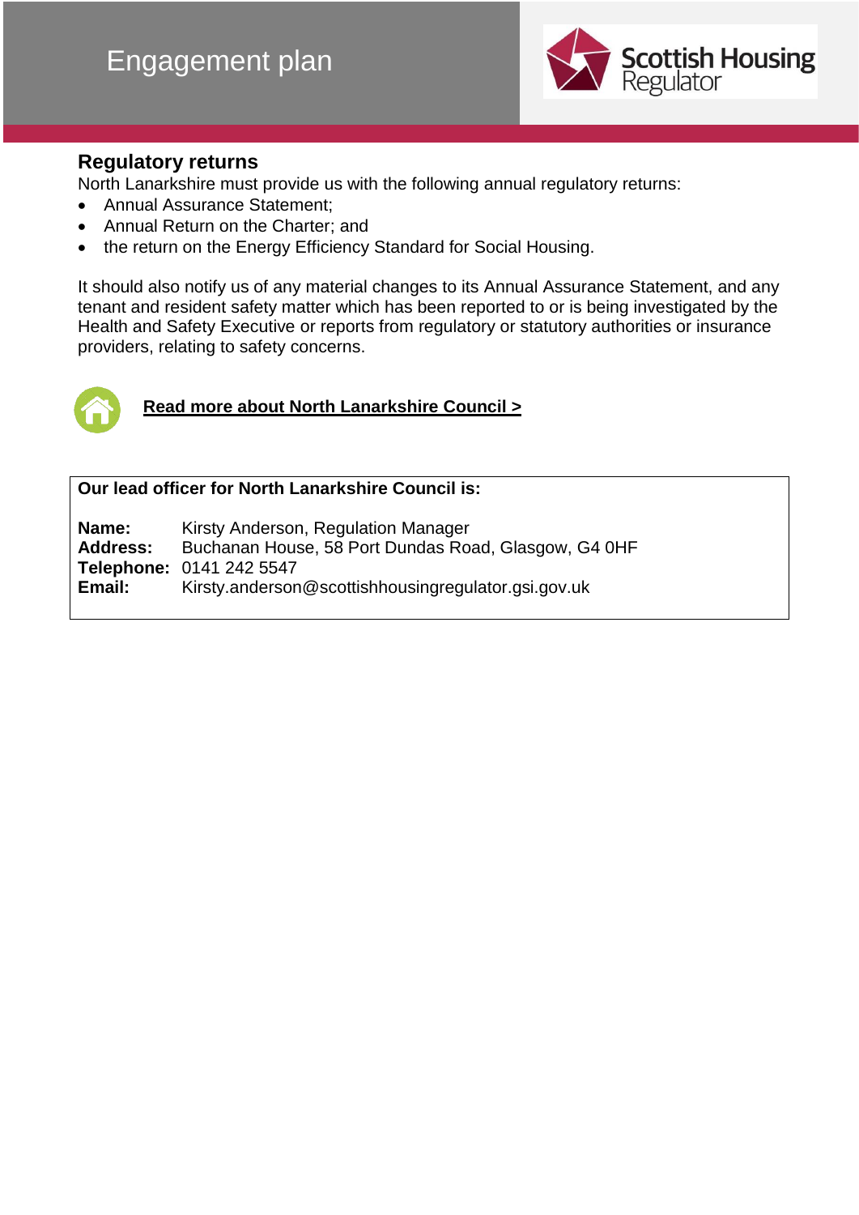## Regulatory returns

North Lanarkshire must provide us with the following annual regulatory returns:

- Annual Assurance Statement;
- Annual Return on the Charter; and
- the return on the Energy Efficiency Standard for Social Housing.

It should also notify us of any material changes to its Annual Assurance Statement, and any tenant and resident safety matter which has been reported to or is being investigated by the Health and Safety Executive or reports from regulatory or statutory authorities or insurance providers, relating to safety concerns.

**Read more about North Lanarkshire Council >**

**Our lead officer for North Lanarkshire Council is:**

**Name:** Kirsty Anderson, Regulation Manager
**Address:** Buchanan House, 58 Port Dundas Road, Glasgow, G4 0HF
**Telephone:** 0141 242 5547
**Email:** Kirsty.anderson@scottishhousingregulator.gsi.gov.uk